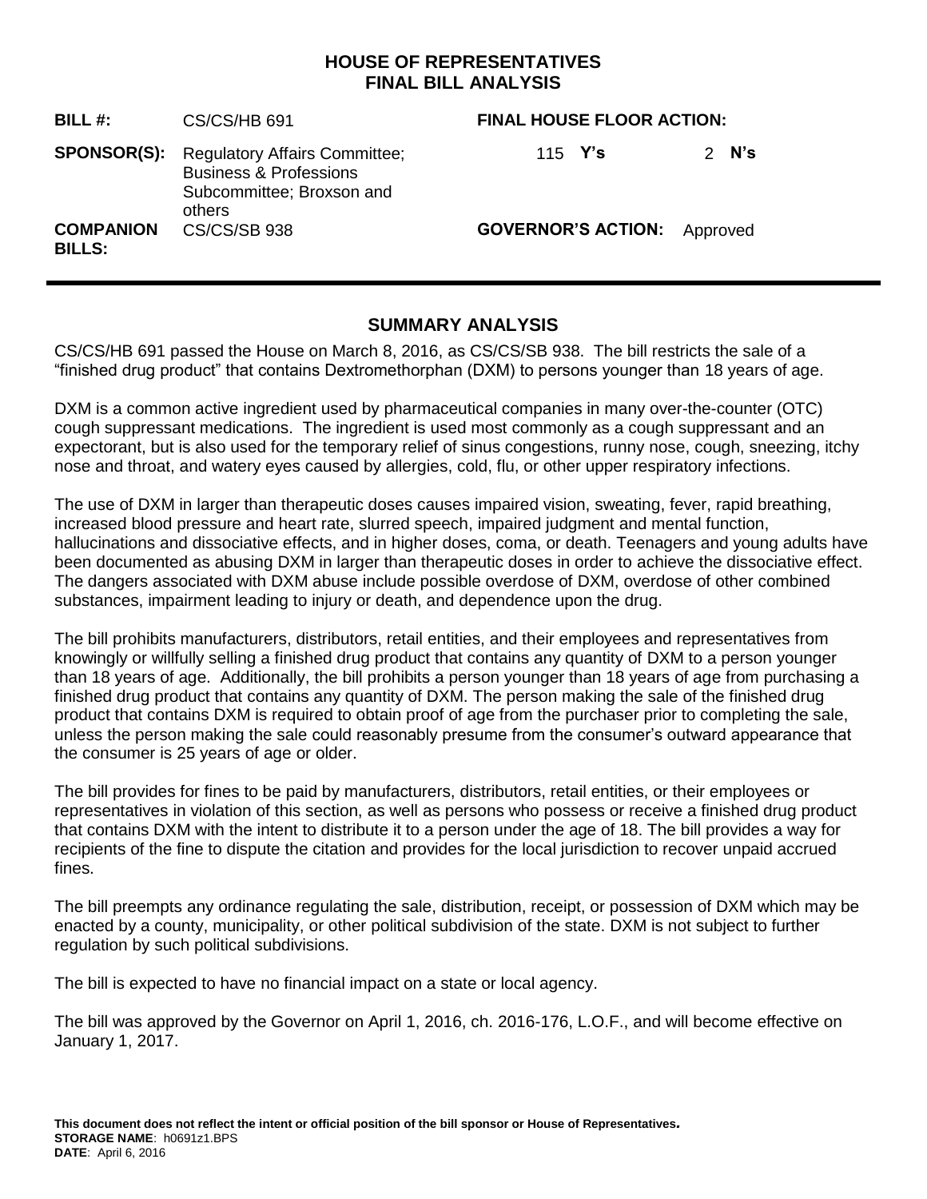# HOUSE OF REPRESENTATIVES
# FINAL BILL ANALYSIS

| | | | |
|---|---|---|---|
| **BILL #:** | CS/CS/HB 691 | **FINAL HOUSE FLOOR ACTION:** | |
| **SPONSOR(S):** | Regulatory Affairs Committee; Business & Professions Subcommittee; Broxson and others | 115 **Y's** | 2 **N's** |
| **COMPANION BILLS:** | CS/CS/SB 938 | **GOVERNOR'S ACTION:** | Approved |

## SUMMARY ANALYSIS

CS/CS/HB 691 passed the House on March 8, 2016, as CS/CS/SB 938. The bill restricts the sale of a "finished drug product" that contains Dextromethorphan (DXM) to persons younger than 18 years of age.

DXM is a common active ingredient used by pharmaceutical companies in many over-the-counter (OTC) cough suppressant medications. The ingredient is used most commonly as a cough suppressant and an expectorant, but is also used for the temporary relief of sinus congestions, runny nose, cough, sneezing, itchy nose and throat, and watery eyes caused by allergies, cold, flu, or other upper respiratory infections.

The use of DXM in larger than therapeutic doses causes impaired vision, sweating, fever, rapid breathing, increased blood pressure and heart rate, slurred speech, impaired judgment and mental function, hallucinations and dissociative effects, and in higher doses, coma, or death. Teenagers and young adults have been documented as abusing DXM in larger than therapeutic doses in order to achieve the dissociative effect. The dangers associated with DXM abuse include possible overdose of DXM, overdose of other combined substances, impairment leading to injury or death, and dependence upon the drug.

The bill prohibits manufacturers, distributors, retail entities, and their employees and representatives from knowingly or willfully selling a finished drug product that contains any quantity of DXM to a person younger than 18 years of age. Additionally, the bill prohibits a person younger than 18 years of age from purchasing a finished drug product that contains any quantity of DXM. The person making the sale of the finished drug product that contains DXM is required to obtain proof of age from the purchaser prior to completing the sale, unless the person making the sale could reasonably presume from the consumer's outward appearance that the consumer is 25 years of age or older.

The bill provides for fines to be paid by manufacturers, distributors, retail entities, or their employees or representatives in violation of this section, as well as persons who possess or receive a finished drug product that contains DXM with the intent to distribute it to a person under the age of 18. The bill provides a way for recipients of the fine to dispute the citation and provides for the local jurisdiction to recover unpaid accrued fines.

The bill preempts any ordinance regulating the sale, distribution, receipt, or possession of DXM which may be enacted by a county, municipality, or other political subdivision of the state. DXM is not subject to further regulation by such political subdivisions.

The bill is expected to have no financial impact on a state or local agency.

The bill was approved by the Governor on April 1, 2016, ch. 2016-176, L.O.F., and will become effective on January 1, 2017.

**This document does not reflect the intent or official position of the bill sponsor or House of Representatives.**
**STORAGE NAME**: h0691z1.BPS
**DATE**: April 6, 2016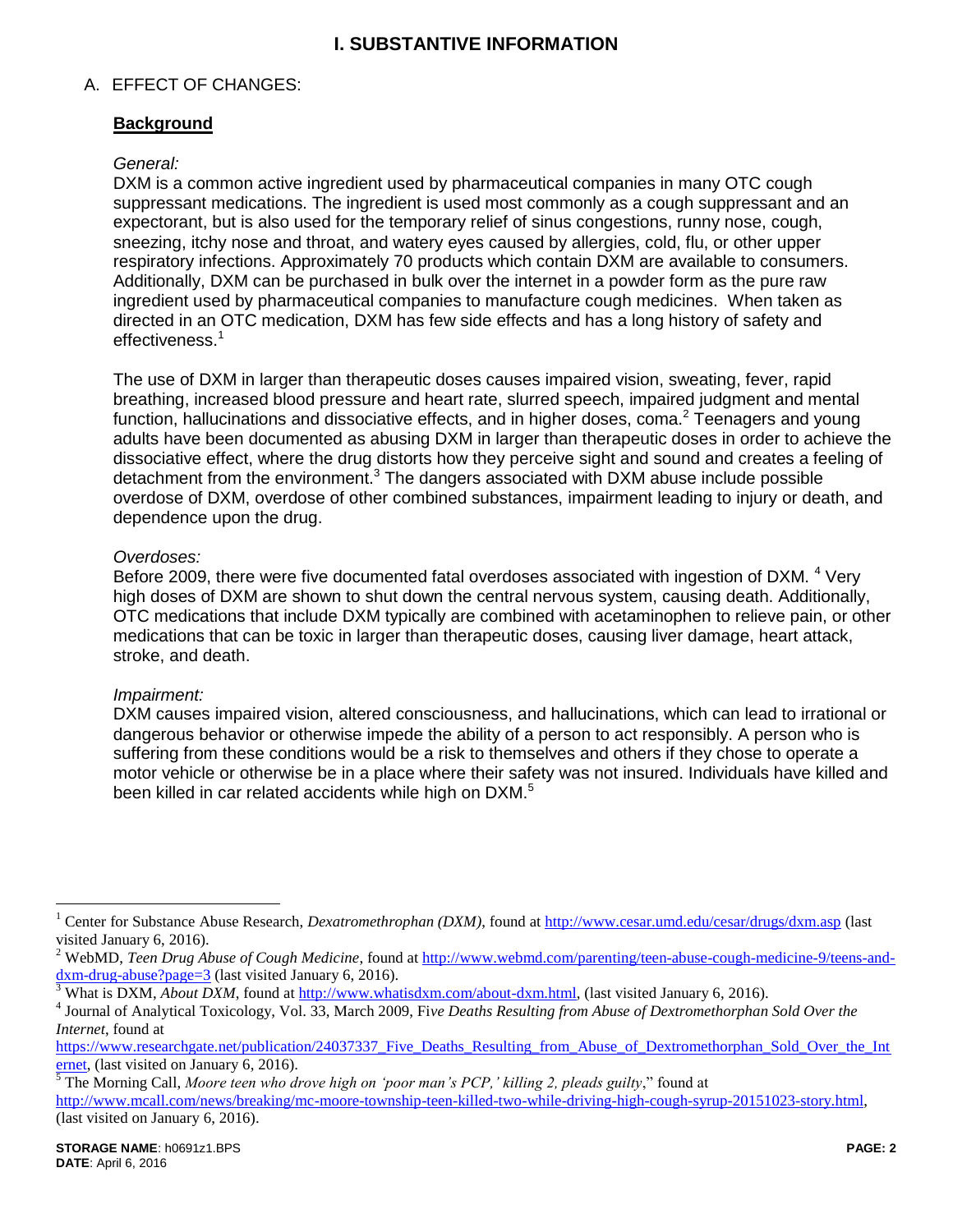# I. SUBSTANTIVE INFORMATION

## A. EFFECT OF CHANGES:

### Background

*General:*

DXM is a common active ingredient used by pharmaceutical companies in many OTC cough suppressant medications. The ingredient is used most commonly as a cough suppressant and an expectorant, but is also used for the temporary relief of sinus congestions, runny nose, cough, sneezing, itchy nose and throat, and watery eyes caused by allergies, cold, flu, or other upper respiratory infections. Approximately 70 products which contain DXM are available to consumers. Additionally, DXM can be purchased in bulk over the internet in a powder form as the pure raw ingredient used by pharmaceutical companies to manufacture cough medicines. When taken as directed in an OTC medication, DXM has few side effects and has a long history of safety and effectiveness.[1]

The use of DXM in larger than therapeutic doses causes impaired vision, sweating, fever, rapid breathing, increased blood pressure and heart rate, slurred speech, impaired judgment and mental function, hallucinations and dissociative effects, and in higher doses, coma.[2] Teenagers and young adults have been documented as abusing DXM in larger than therapeutic doses in order to achieve the dissociative effect, where the drug distorts how they perceive sight and sound and creates a feeling of detachment from the environment.[3] The dangers associated with DXM abuse include possible overdose of DXM, overdose of other combined substances, impairment leading to injury or death, and dependence upon the drug.

*Overdoses:*

Before 2009, there were five documented fatal overdoses associated with ingestion of DXM.[4] Very high doses of DXM are shown to shut down the central nervous system, causing death. Additionally, OTC medications that include DXM typically are combined with acetaminophen to relieve pain, or other medications that can be toxic in larger than therapeutic doses, causing liver damage, heart attack, stroke, and death.

*Impairment:*

DXM causes impaired vision, altered consciousness, and hallucinations, which can lead to irrational or dangerous behavior or otherwise impede the ability of a person to act responsibly. A person who is suffering from these conditions would be a risk to themselves and others if they chose to operate a motor vehicle or otherwise be in a place where their safety was not insured. Individuals have killed and been killed in car related accidents while high on DXM.[5]

---

[1] Center for Substance Abuse Research, *Dexatromethrophan (DXM)*, found at http://www.cesar.umd.edu/cesar/drugs/dxm.asp (last visited January 6, 2016).

[2] WebMD, *Teen Drug Abuse of Cough Medicine*, found at http://www.webmd.com/parenting/teen-abuse-cough-medicine-9/teens-and-dxm-drug-abuse?page=3 (last visited January 6, 2016).

[3] What is DXM, *About DXM*, found at http://www.whatisdxm.com/about-dxm.html, (last visited January 6, 2016).

[4] Journal of Analytical Toxicology, Vol. 33, March 2009, *Five Deaths Resulting from Abuse of Dextromethorphan Sold Over the Internet*, found at https://www.researchgate.net/publication/24037337_Five_Deaths_Resulting_from_Abuse_of_Dextromethorphan_Sold_Over_the_Internet, (last visited on January 6, 2016).

[5] The Morning Call, *Moore teen who drove high on 'poor man's PCP,' killing 2, pleads guilty*," found at http://www.mcall.com/news/breaking/mc-moore-township-teen-killed-two-while-driving-high-cough-syrup-20151023-story.html, (last visited on January 6, 2016).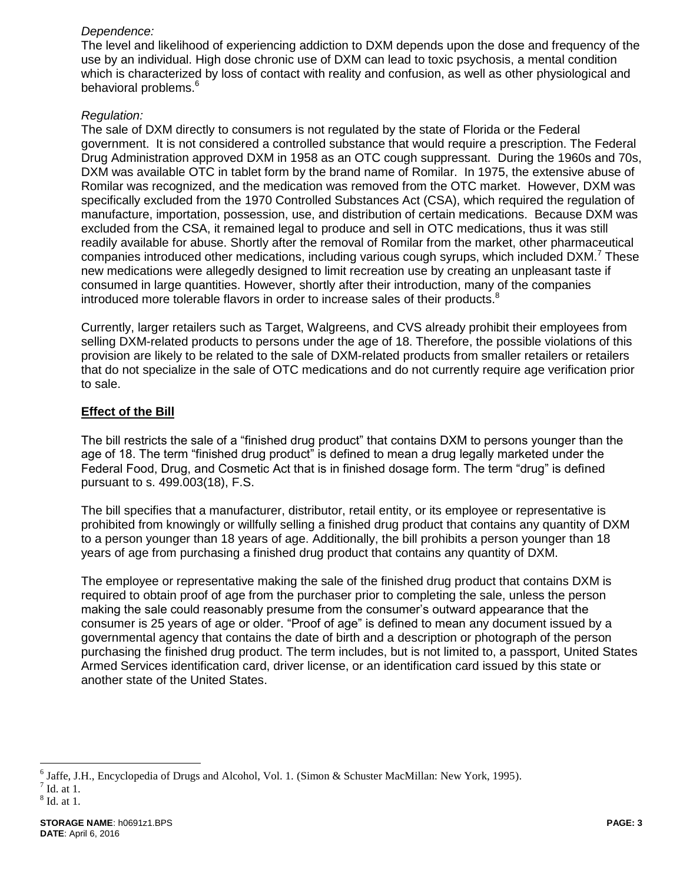*Dependence:*

The level and likelihood of experiencing addiction to DXM depends upon the dose and frequency of the use by an individual. High dose chronic use of DXM can lead to toxic psychosis, a mental condition which is characterized by loss of contact with reality and confusion, as well as other physiological and behavioral problems.[6]

*Regulation:*

The sale of DXM directly to consumers is not regulated by the state of Florida or the Federal government. It is not considered a controlled substance that would require a prescription. The Federal Drug Administration approved DXM in 1958 as an OTC cough suppressant. During the 1960s and 70s, DXM was available OTC in tablet form by the brand name of Romilar. In 1975, the extensive abuse of Romilar was recognized, and the medication was removed from the OTC market. However, DXM was specifically excluded from the 1970 Controlled Substances Act (CSA), which required the regulation of manufacture, importation, possession, use, and distribution of certain medications. Because DXM was excluded from the CSA, it remained legal to produce and sell in OTC medications, thus it was still readily available for abuse. Shortly after the removal of Romilar from the market, other pharmaceutical companies introduced other medications, including various cough syrups, which included DXM.[7] These new medications were allegedly designed to limit recreation use by creating an unpleasant taste if consumed in large quantities. However, shortly after their introduction, many of the companies introduced more tolerable flavors in order to increase sales of their products.[8]

Currently, larger retailers such as Target, Walgreens, and CVS already prohibit their employees from selling DXM-related products to persons under the age of 18. Therefore, the possible violations of this provision are likely to be related to the sale of DXM-related products from smaller retailers or retailers that do not specialize in the sale of OTC medications and do not currently require age verification prior to sale.

## Effect of the Bill

The bill restricts the sale of a "finished drug product" that contains DXM to persons younger than the age of 18. The term "finished drug product" is defined to mean a drug legally marketed under the Federal Food, Drug, and Cosmetic Act that is in finished dosage form. The term "drug" is defined pursuant to s. 499.003(18), F.S.

The bill specifies that a manufacturer, distributor, retail entity, or its employee or representative is prohibited from knowingly or willfully selling a finished drug product that contains any quantity of DXM to a person younger than 18 years of age. Additionally, the bill prohibits a person younger than 18 years of age from purchasing a finished drug product that contains any quantity of DXM.

The employee or representative making the sale of the finished drug product that contains DXM is required to obtain proof of age from the purchaser prior to completing the sale, unless the person making the sale could reasonably presume from the consumer's outward appearance that the consumer is 25 years of age or older. "Proof of age" is defined to mean any document issued by a governmental agency that contains the date of birth and a description or photograph of the person purchasing the finished drug product. The term includes, but is not limited to, a passport, United States Armed Services identification card, driver license, or an identification card issued by this state or another state of the United States.

---

[6] Jaffe, J.H., Encyclopedia of Drugs and Alcohol, Vol. 1. (Simon & Schuster MacMillan: New York, 1995).

[7] Id. at 1.

[8] Id. at 1.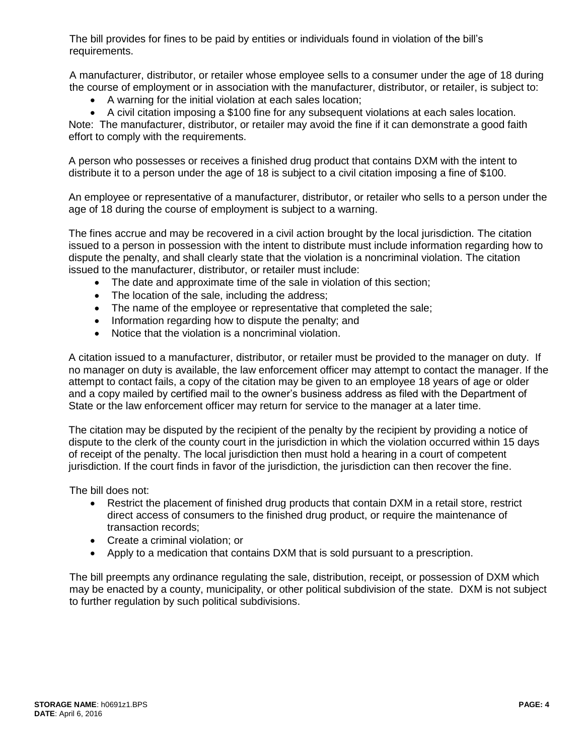The bill provides for fines to be paid by entities or individuals found in violation of the bill's requirements.

A manufacturer, distributor, or retailer whose employee sells to a consumer under the age of 18 during the course of employment or in association with the manufacturer, distributor, or retailer, is subject to:

- A warning for the initial violation at each sales location;
- A civil citation imposing a $100 fine for any subsequent violations at each sales location.

Note: The manufacturer, distributor, or retailer may avoid the fine if it can demonstrate a good faith effort to comply with the requirements.

A person who possesses or receives a finished drug product that contains DXM with the intent to distribute it to a person under the age of 18 is subject to a civil citation imposing a fine of $100.

An employee or representative of a manufacturer, distributor, or retailer who sells to a person under the age of 18 during the course of employment is subject to a warning.

The fines accrue and may be recovered in a civil action brought by the local jurisdiction. The citation issued to a person in possession with the intent to distribute must include information regarding how to dispute the penalty, and shall clearly state that the violation is a noncriminal violation. The citation issued to the manufacturer, distributor, or retailer must include:

- The date and approximate time of the sale in violation of this section;
- The location of the sale, including the address;
- The name of the employee or representative that completed the sale;
- Information regarding how to dispute the penalty; and
- Notice that the violation is a noncriminal violation.

A citation issued to a manufacturer, distributor, or retailer must be provided to the manager on duty. If no manager on duty is available, the law enforcement officer may attempt to contact the manager. If the attempt to contact fails, a copy of the citation may be given to an employee 18 years of age or older and a copy mailed by certified mail to the owner's business address as filed with the Department of State or the law enforcement officer may return for service to the manager at a later time.

The citation may be disputed by the recipient of the penalty by the recipient by providing a notice of dispute to the clerk of the county court in the jurisdiction in which the violation occurred within 15 days of receipt of the penalty. The local jurisdiction then must hold a hearing in a court of competent jurisdiction. If the court finds in favor of the jurisdiction, the jurisdiction can then recover the fine.

The bill does not:

- Restrict the placement of finished drug products that contain DXM in a retail store, restrict direct access of consumers to the finished drug product, or require the maintenance of transaction records;
- Create a criminal violation; or
- Apply to a medication that contains DXM that is sold pursuant to a prescription.

The bill preempts any ordinance regulating the sale, distribution, receipt, or possession of DXM which may be enacted by a county, municipality, or other political subdivision of the state. DXM is not subject to further regulation by such political subdivisions.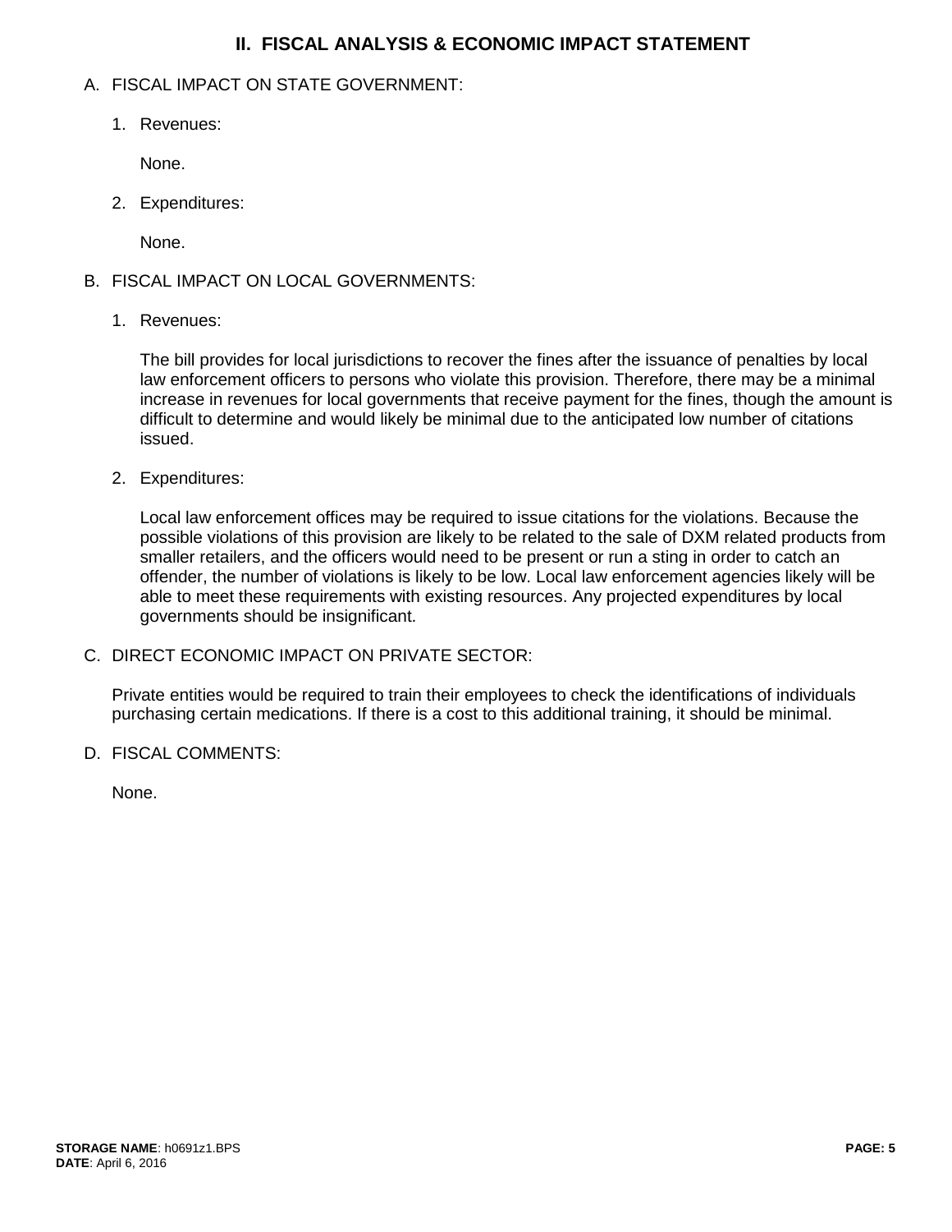## II. FISCAL ANALYSIS & ECONOMIC IMPACT STATEMENT

A. FISCAL IMPACT ON STATE GOVERNMENT:

1. Revenues:

   None.

2. Expenditures:

   None.

B. FISCAL IMPACT ON LOCAL GOVERNMENTS:

1. Revenues:

   The bill provides for local jurisdictions to recover the fines after the issuance of penalties by local law enforcement officers to persons who violate this provision. Therefore, there may be a minimal increase in revenues for local governments that receive payment for the fines, though the amount is difficult to determine and would likely be minimal due to the anticipated low number of citations issued.

2. Expenditures:

   Local law enforcement offices may be required to issue citations for the violations. Because the possible violations of this provision are likely to be related to the sale of DXM related products from smaller retailers, and the officers would need to be present or run a sting in order to catch an offender, the number of violations is likely to be low. Local law enforcement agencies likely will be able to meet these requirements with existing resources. Any projected expenditures by local governments should be insignificant.

C. DIRECT ECONOMIC IMPACT ON PRIVATE SECTOR:

   Private entities would be required to train their employees to check the identifications of individuals purchasing certain medications. If there is a cost to this additional training, it should be minimal.

D. FISCAL COMMENTS:

   None.